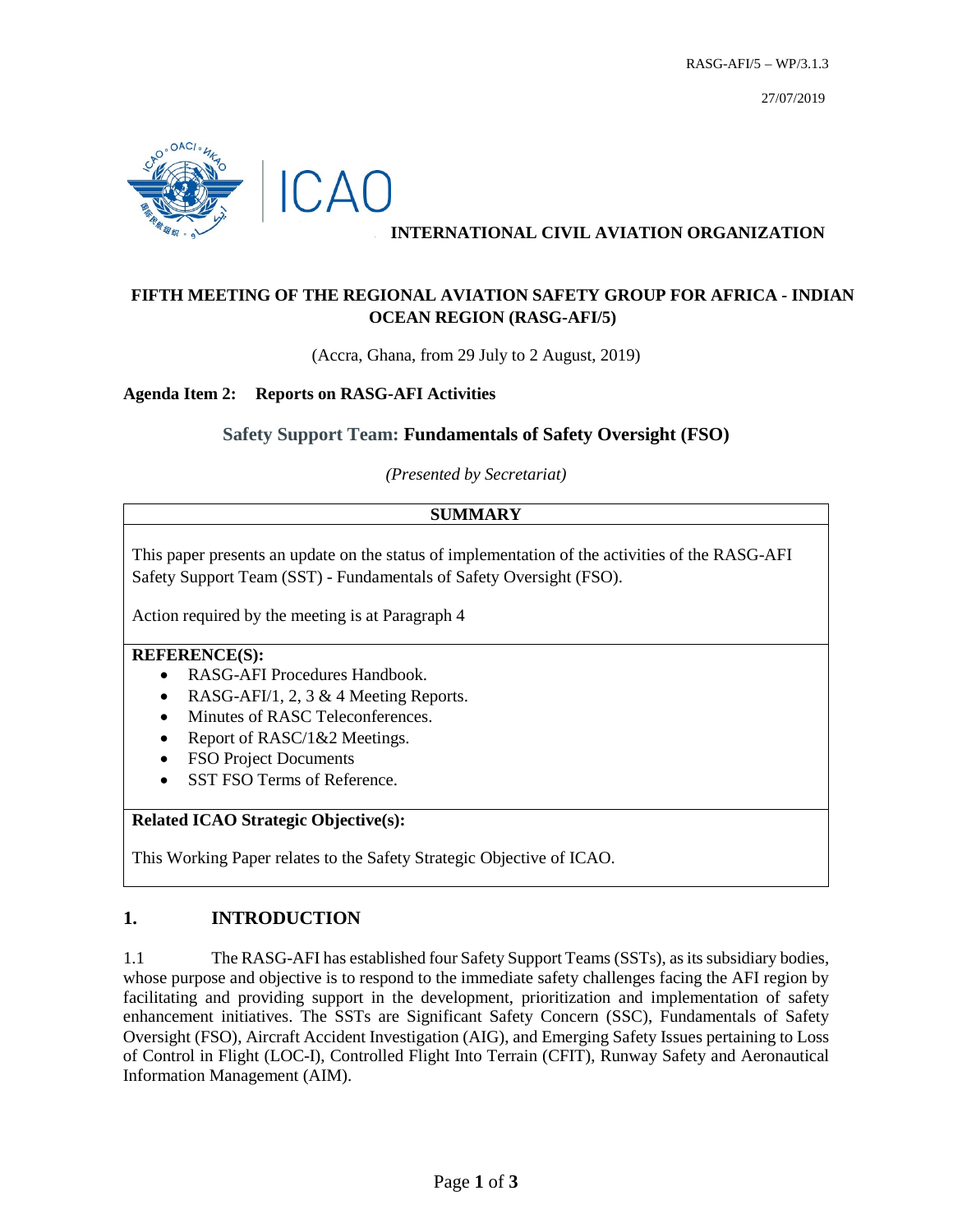RASG-AFI/5 – WP/3.1.3

27/07/2019

ICAO

**INTERNATIONAL CIVIL AVIATION ORGANIZATION**

**FIFTH MEETING OF THE REGIONAL AVIATION SAFETY GROUP FOR AFRICA - INDIAN OCEAN REGION (RASG-AFI/5)**

(Accra, Ghana, from 29 July to 2 August, 2019)

**Agenda Item 2: Reports on RASG-AFI Activities**

**Safety Support Team: Fundamentals of Safety Oversight (FSO)**

*(Presented by Secretariat)*

**SUMMARY**

This paper presents an update on the status of implementation of the activities of the RASG-AFI Safety Support Team (SST) - Fundamentals of Safety Oversight (FSO).

Action required by the meeting is at Paragraph 4

**REFERENCE(S):**

- RASG-AFI Procedures Handbook.
- RASG-AFI/1, 2, 3 & 4 Meeting Reports.
- Minutes of RASC Teleconferences.
- Report of RASC/1&2 Meetings.
- FSO Project Documents
- SST FSO Terms of Reference.

**Related ICAO Strategic Objective(s):**

This Working Paper relates to the Safety Strategic Objective of ICAO.

## 1. INTRODUCTION

1.1 The RASG-AFI has established four Safety Support Teams (SSTs), as its subsidiary bodies, whose purpose and objective is to respond to the immediate safety challenges facing the AFI region by facilitating and providing support in the development, prioritization and implementation of safety enhancement initiatives. The SSTs are Significant Safety Concern (SSC), Fundamentals of Safety Oversight (FSO), Aircraft Accident Investigation (AIG), and Emerging Safety Issues pertaining to Loss of Control in Flight (LOC-I), Controlled Flight Into Terrain (CFIT), Runway Safety and Aeronautical Information Management (AIM).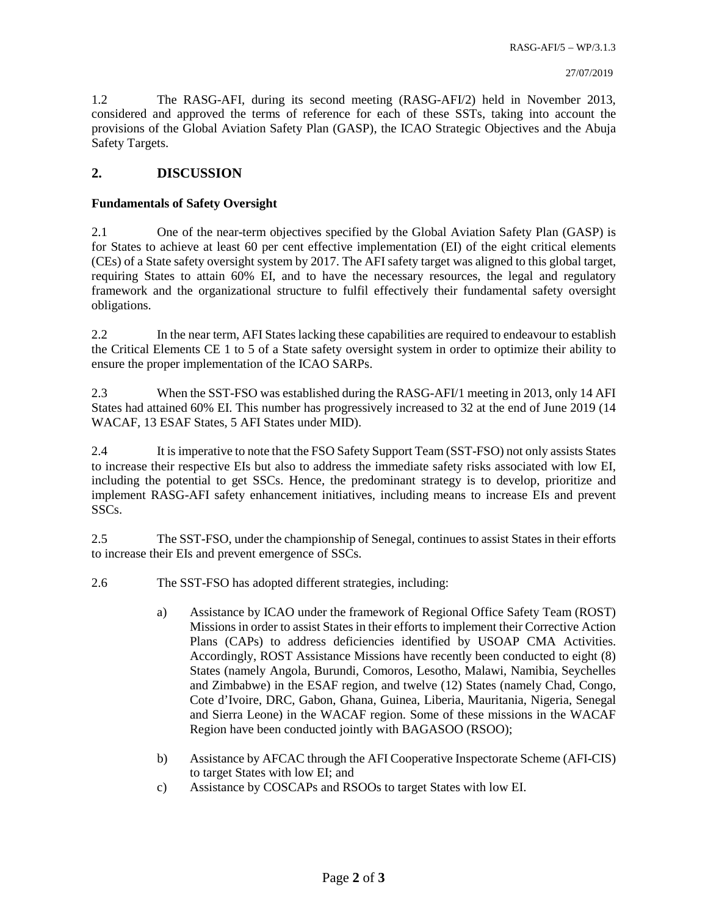1.2 The RASG-AFI, during its second meeting (RASG-AFI/2) held in November 2013, considered and approved the terms of reference for each of these SSTs, taking into account the provisions of the Global Aviation Safety Plan (GASP), the ICAO Strategic Objectives and the Abuja Safety Targets.

## 2. DISCUSSION

**Fundamentals of Safety Oversight**

2.1 One of the near-term objectives specified by the Global Aviation Safety Plan (GASP) is for States to achieve at least 60 per cent effective implementation (EI) of the eight critical elements (CEs) of a State safety oversight system by 2017. The AFI safety target was aligned to this global target, requiring States to attain 60% EI, and to have the necessary resources, the legal and regulatory framework and the organizational structure to fulfil effectively their fundamental safety oversight obligations.

2.2 In the near term, AFI States lacking these capabilities are required to endeavour to establish the Critical Elements CE 1 to 5 of a State safety oversight system in order to optimize their ability to ensure the proper implementation of the ICAO SARPs.

2.3 When the SST-FSO was established during the RASG-AFI/1 meeting in 2013, only 14 AFI States had attained 60% EI. This number has progressively increased to 32 at the end of June 2019 (14 WACAF, 13 ESAF States, 5 AFI States under MID).

2.4 It is imperative to note that the FSO Safety Support Team (SST-FSO) not only assists States to increase their respective EIs but also to address the immediate safety risks associated with low EI, including the potential to get SSCs. Hence, the predominant strategy is to develop, prioritize and implement RASG-AFI safety enhancement initiatives, including means to increase EIs and prevent SSCs.

2.5 The SST-FSO, under the championship of Senegal, continues to assist States in their efforts to increase their EIs and prevent emergence of SSCs.

2.6 The SST-FSO has adopted different strategies, including:

a) Assistance by ICAO under the framework of Regional Office Safety Team (ROST) Missions in order to assist States in their efforts to implement their Corrective Action Plans (CAPs) to address deficiencies identified by USOAP CMA Activities. Accordingly, ROST Assistance Missions have recently been conducted to eight (8) States (namely Angola, Burundi, Comoros, Lesotho, Malawi, Namibia, Seychelles and Zimbabwe) in the ESAF region, and twelve (12) States (namely Chad, Congo, Cote d'Ivoire, DRC, Gabon, Ghana, Guinea, Liberia, Mauritania, Nigeria, Senegal and Sierra Leone) in the WACAF region. Some of these missions in the WACAF Region have been conducted jointly with BAGASOO (RSOO);

b) Assistance by AFCAC through the AFI Cooperative Inspectorate Scheme (AFI-CIS) to target States with low EI; and

c) Assistance by COSCAPs and RSOOs to target States with low EI.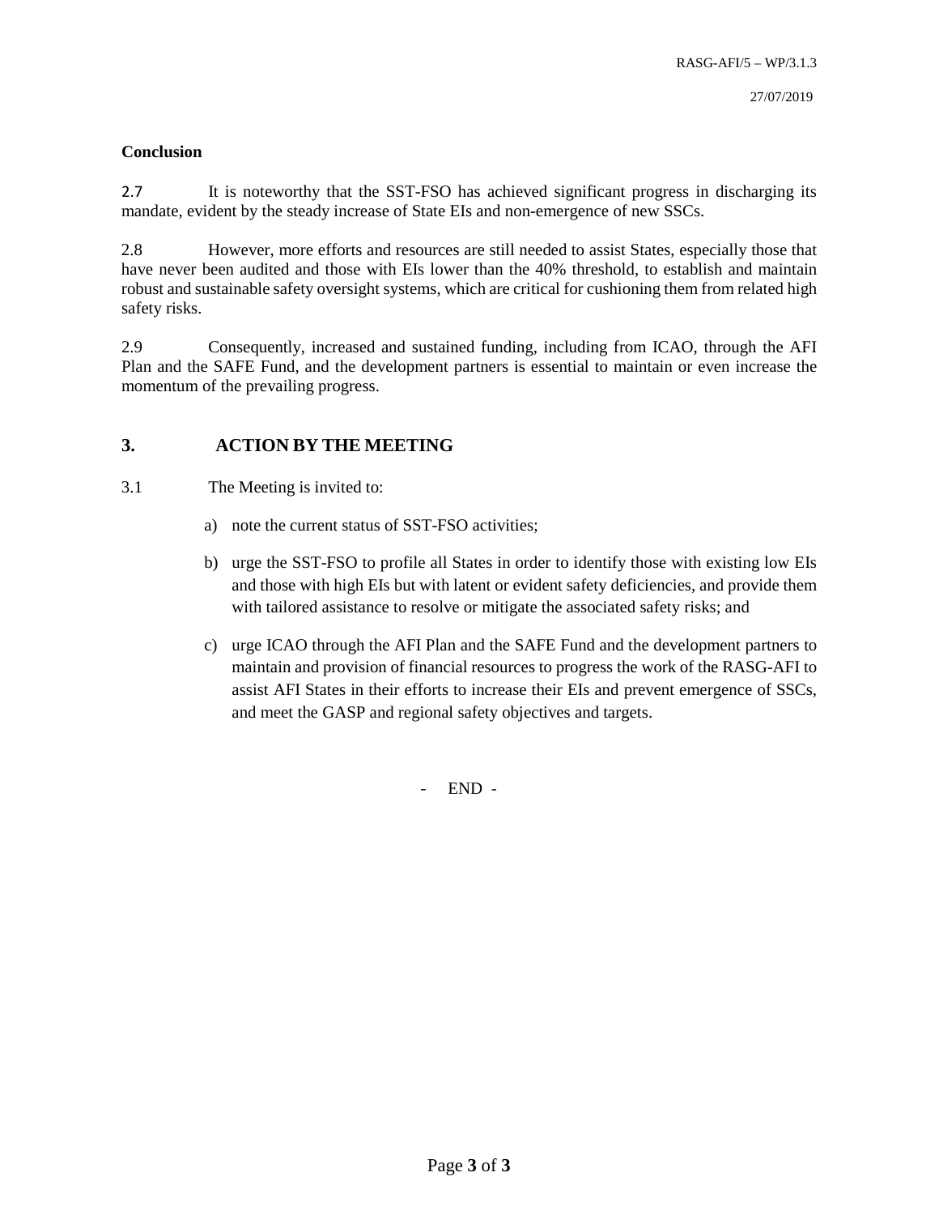**Conclusion**

2.7 It is noteworthy that the SST-FSO has achieved significant progress in discharging its mandate, evident by the steady increase of State EIs and non-emergence of new SSCs.

2.8 However, more efforts and resources are still needed to assist States, especially those that have never been audited and those with EIs lower than the 40% threshold, to establish and maintain robust and sustainable safety oversight systems, which are critical for cushioning them from related high safety risks.

2.9 Consequently, increased and sustained funding, including from ICAO, through the AFI Plan and the SAFE Fund, and the development partners is essential to maintain or even increase the momentum of the prevailing progress.

## 3. ACTION BY THE MEETING

3.1 The Meeting is invited to:

a) note the current status of SST-FSO activities;

b) urge the SST-FSO to profile all States in order to identify those with existing low EIs and those with high EIs but with latent or evident safety deficiencies, and provide them with tailored assistance to resolve or mitigate the associated safety risks; and

c) urge ICAO through the AFI Plan and the SAFE Fund and the development partners to maintain and provision of financial resources to progress the work of the RASG-AFI to assist AFI States in their efforts to increase their EIs and prevent emergence of SSCs, and meet the GASP and regional safety objectives and targets.

\- END -